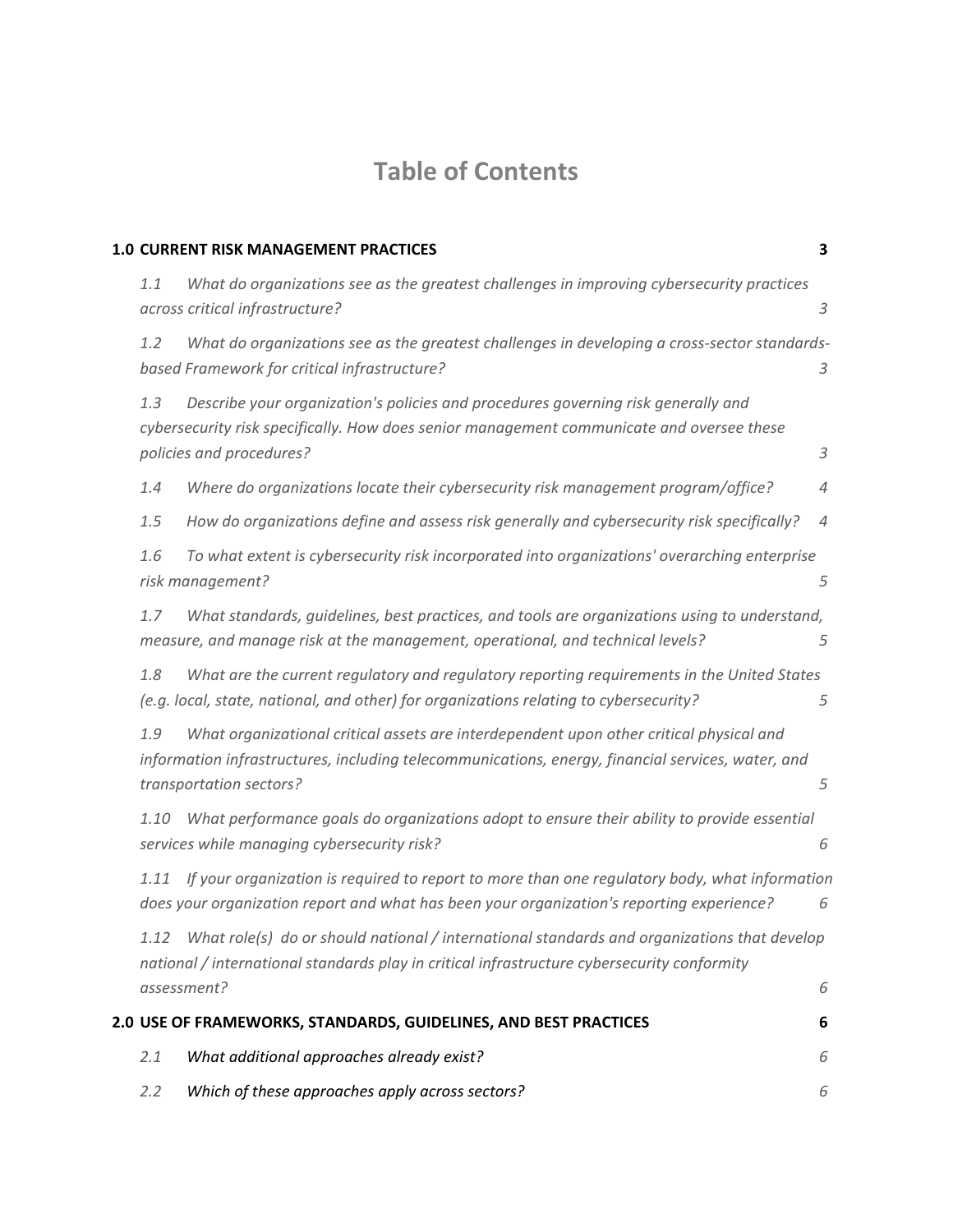# Table of Contents

**1.0 CURRENT RISK MANAGEMENT PRACTICES** 3

*1.1 What do organizations see as the greatest challenges in improving cybersecurity practices across critical infrastructure?* 3

*1.2 What do organizations see as the greatest challenges in developing a cross-sector standards-based Framework for critical infrastructure?* 3

*1.3 Describe your organization's policies and procedures governing risk generally and cybersecurity risk specifically. How does senior management communicate and oversee these policies and procedures?* 3

*1.4 Where do organizations locate their cybersecurity risk management program/office?* 4

*1.5 How do organizations define and assess risk generally and cybersecurity risk specifically?* 4

*1.6 To what extent is cybersecurity risk incorporated into organizations' overarching enterprise risk management?* 5

*1.7 What standards, guidelines, best practices, and tools are organizations using to understand, measure, and manage risk at the management, operational, and technical levels?* 5

*1.8 What are the current regulatory and regulatory reporting requirements in the United States (e.g. local, state, national, and other) for organizations relating to cybersecurity?* 5

*1.9 What organizational critical assets are interdependent upon other critical physical and information infrastructures, including telecommunications, energy, financial services, water, and transportation sectors?* 5

*1.10 What performance goals do organizations adopt to ensure their ability to provide essential services while managing cybersecurity risk?* 6

*1.11 If your organization is required to report to more than one regulatory body, what information does your organization report and what has been your organization's reporting experience?* 6

*1.12 What role(s) do or should national / international standards and organizations that develop national / international standards play in critical infrastructure cybersecurity conformity assessment?* 6

**2.0 USE OF FRAMEWORKS, STANDARDS, GUIDELINES, AND BEST PRACTICES** 6

*2.1 What additional approaches already exist?* 6

*2.2 Which of these approaches apply across sectors?* 6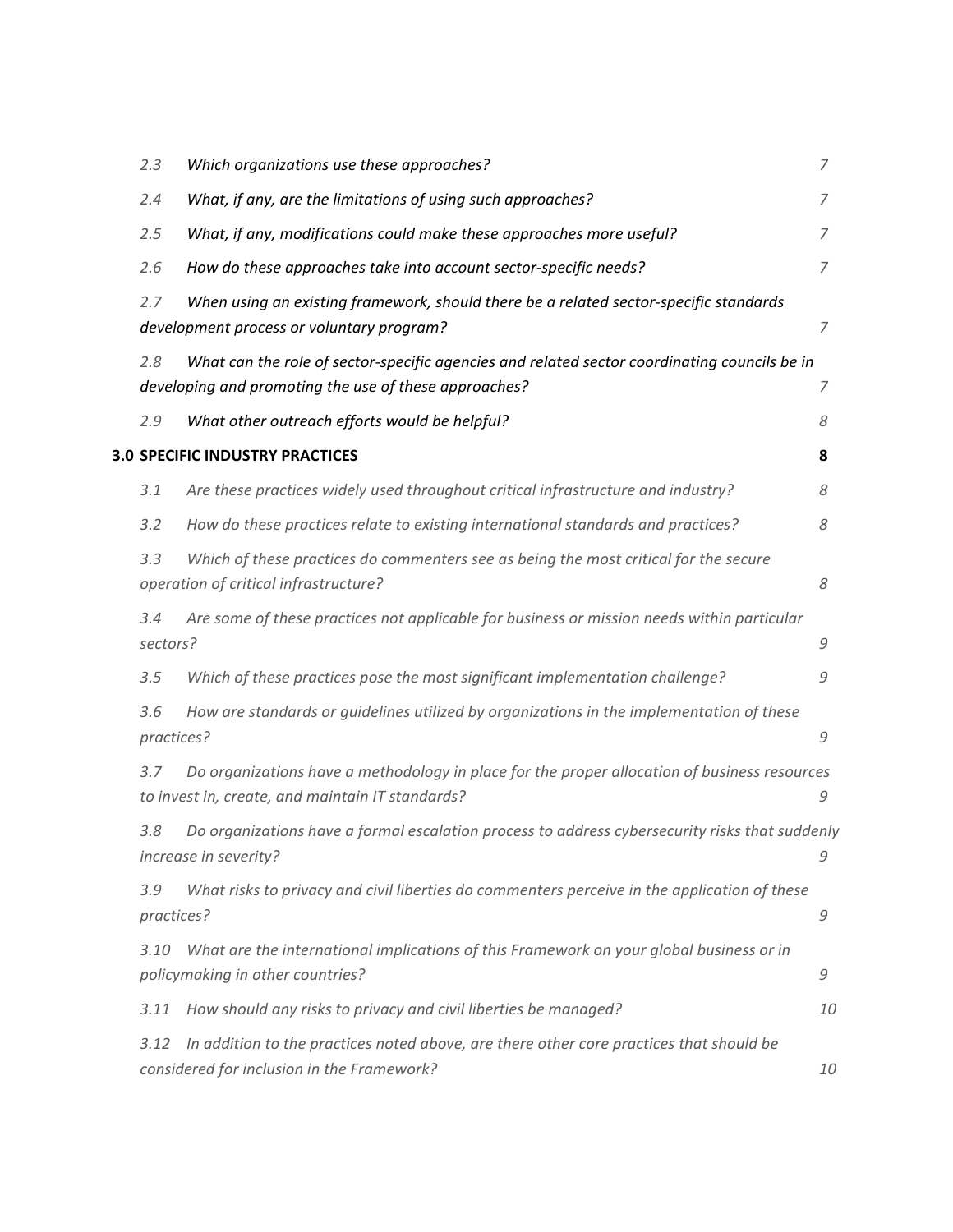*2.3 Which organizations use these approaches?* 7

*2.4 What, if any, are the limitations of using such approaches?* 7

*2.5 What, if any, modifications could make these approaches more useful?* 7

*2.6 How do these approaches take into account sector-specific needs?* 7

*2.7 When using an existing framework, should there be a related sector-specific standards development process or voluntary program?* 7

*2.8 What can the role of sector-specific agencies and related sector coordinating councils be in developing and promoting the use of these approaches?* 7

*2.9 What other outreach efforts would be helpful?* 8

**3.0 SPECIFIC INDUSTRY PRACTICES** **8**

*3.1 Are these practices widely used throughout critical infrastructure and industry?* 8

*3.2 How do these practices relate to existing international standards and practices?* 8

*3.3 Which of these practices do commenters see as being the most critical for the secure operation of critical infrastructure?* 8

*3.4 Are some of these practices not applicable for business or mission needs within particular sectors?* 9

*3.5 Which of these practices pose the most significant implementation challenge?* 9

*3.6 How are standards or guidelines utilized by organizations in the implementation of these practices?* 9

*3.7 Do organizations have a methodology in place for the proper allocation of business resources to invest in, create, and maintain IT standards?* 9

*3.8 Do organizations have a formal escalation process to address cybersecurity risks that suddenly increase in severity?* 9

*3.9 What risks to privacy and civil liberties do commenters perceive in the application of these practices?* 9

*3.10 What are the international implications of this Framework on your global business or in policymaking in other countries?* 9

*3.11 How should any risks to privacy and civil liberties be managed?* 10

*3.12 In addition to the practices noted above, are there other core practices that should be considered for inclusion in the Framework?* 10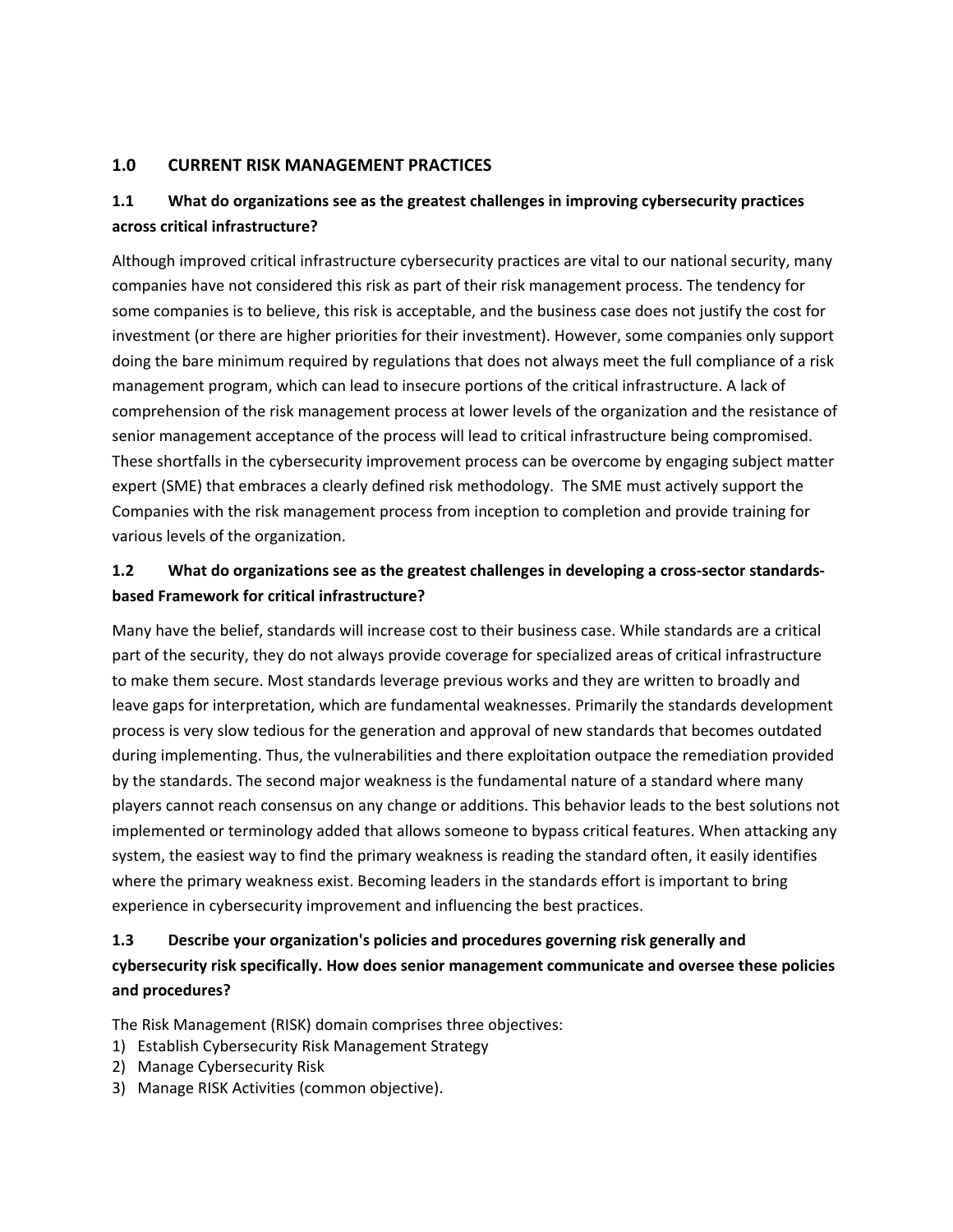## 1.0 CURRENT RISK MANAGEMENT PRACTICES

### 1.1 What do organizations see as the greatest challenges in improving cybersecurity practices across critical infrastructure?

Although improved critical infrastructure cybersecurity practices are vital to our national security, many companies have not considered this risk as part of their risk management process. The tendency for some companies is to believe, this risk is acceptable, and the business case does not justify the cost for investment (or there are higher priorities for their investment). However, some companies only support doing the bare minimum required by regulations that does not always meet the full compliance of a risk management program, which can lead to insecure portions of the critical infrastructure. A lack of comprehension of the risk management process at lower levels of the organization and the resistance of senior management acceptance of the process will lead to critical infrastructure being compromised. These shortfalls in the cybersecurity improvement process can be overcome by engaging subject matter expert (SME) that embraces a clearly defined risk methodology. The SME must actively support the Companies with the risk management process from inception to completion and provide training for various levels of the organization.

### 1.2 What do organizations see as the greatest challenges in developing a cross-sector standards-based Framework for critical infrastructure?

Many have the belief, standards will increase cost to their business case. While standards are a critical part of the security, they do not always provide coverage for specialized areas of critical infrastructure to make them secure. Most standards leverage previous works and they are written to broadly and leave gaps for interpretation, which are fundamental weaknesses. Primarily the standards development process is very slow tedious for the generation and approval of new standards that becomes outdated during implementing. Thus, the vulnerabilities and there exploitation outpace the remediation provided by the standards. The second major weakness is the fundamental nature of a standard where many players cannot reach consensus on any change or additions. This behavior leads to the best solutions not implemented or terminology added that allows someone to bypass critical features. When attacking any system, the easiest way to find the primary weakness is reading the standard often, it easily identifies where the primary weakness exist. Becoming leaders in the standards effort is important to bring experience in cybersecurity improvement and influencing the best practices.

### 1.3 Describe your organization's policies and procedures governing risk generally and cybersecurity risk specifically. How does senior management communicate and oversee these policies and procedures?

The Risk Management (RISK) domain comprises three objectives:

1) Establish Cybersecurity Risk Management Strategy
2) Manage Cybersecurity Risk
3) Manage RISK Activities (common objective).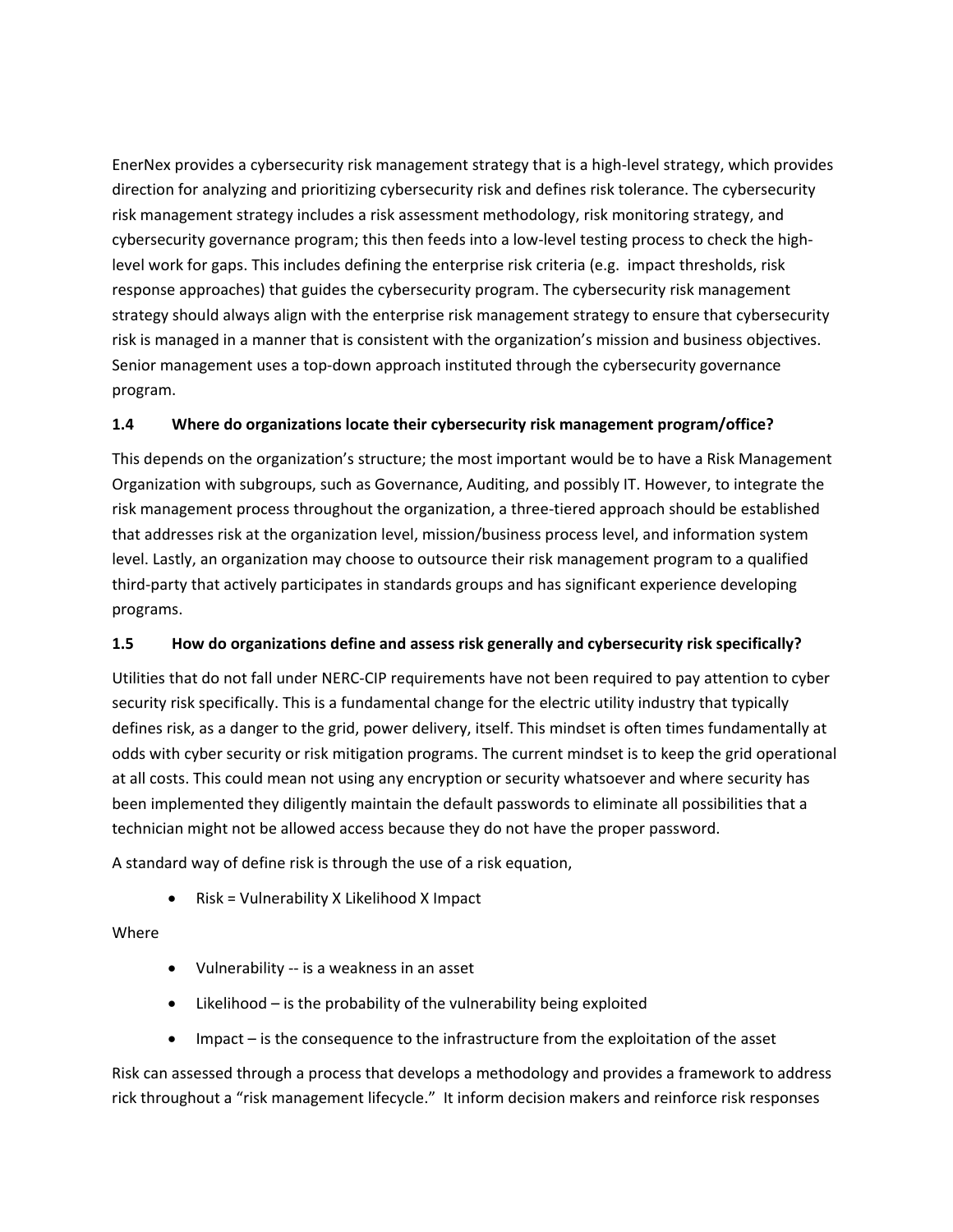EnerNex provides a cybersecurity risk management strategy that is a high-level strategy, which provides direction for analyzing and prioritizing cybersecurity risk and defines risk tolerance. The cybersecurity risk management strategy includes a risk assessment methodology, risk monitoring strategy, and cybersecurity governance program; this then feeds into a low-level testing process to check the high-level work for gaps. This includes defining the enterprise risk criteria (e.g. impact thresholds, risk response approaches) that guides the cybersecurity program. The cybersecurity risk management strategy should always align with the enterprise risk management strategy to ensure that cybersecurity risk is managed in a manner that is consistent with the organization's mission and business objectives. Senior management uses a top-down approach instituted through the cybersecurity governance program.

### 1.4 Where do organizations locate their cybersecurity risk management program/office?

This depends on the organization's structure; the most important would be to have a Risk Management Organization with subgroups, such as Governance, Auditing, and possibly IT. However, to integrate the risk management process throughout the organization, a three-tiered approach should be established that addresses risk at the organization level, mission/business process level, and information system level. Lastly, an organization may choose to outsource their risk management program to a qualified third-party that actively participates in standards groups and has significant experience developing programs.

### 1.5 How do organizations define and assess risk generally and cybersecurity risk specifically?

Utilities that do not fall under NERC-CIP requirements have not been required to pay attention to cyber security risk specifically. This is a fundamental change for the electric utility industry that typically defines risk, as a danger to the grid, power delivery, itself. This mindset is often times fundamentally at odds with cyber security or risk mitigation programs. The current mindset is to keep the grid operational at all costs. This could mean not using any encryption or security whatsoever and where security has been implemented they diligently maintain the default passwords to eliminate all possibilities that a technician might not be allowed access because they do not have the proper password.

A standard way of define risk is through the use of a risk equation,

- Risk = Vulnerability X Likelihood X Impact

Where

- Vulnerability -- is a weakness in an asset
- Likelihood – is the probability of the vulnerability being exploited
- Impact – is the consequence to the infrastructure from the exploitation of the asset

Risk can assessed through a process that develops a methodology and provides a framework to address rick throughout a "risk management lifecycle." It inform decision makers and reinforce risk responses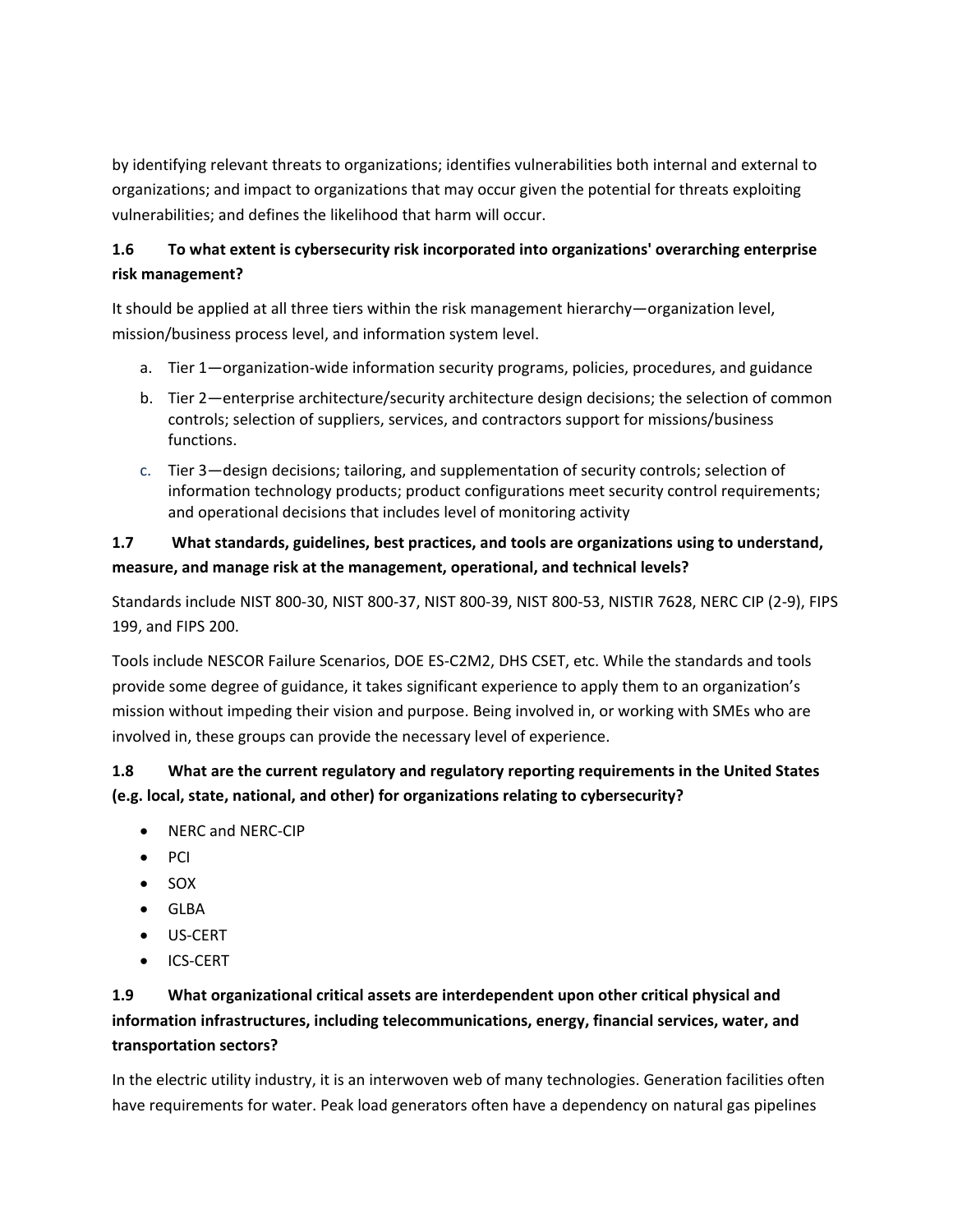by identifying relevant threats to organizations; identifies vulnerabilities both internal and external to organizations; and impact to organizations that may occur given the potential for threats exploiting vulnerabilities; and defines the likelihood that harm will occur.

### 1.6 To what extent is cybersecurity risk incorporated into organizations' overarching enterprise risk management?

It should be applied at all three tiers within the risk management hierarchy—organization level, mission/business process level, and information system level.

a. Tier 1—organization-wide information security programs, policies, procedures, and guidance
b. Tier 2—enterprise architecture/security architecture design decisions; the selection of common controls; selection of suppliers, services, and contractors support for missions/business functions.
c. Tier 3—design decisions; tailoring, and supplementation of security controls; selection of information technology products; product configurations meet security control requirements; and operational decisions that includes level of monitoring activity

### 1.7 What standards, guidelines, best practices, and tools are organizations using to understand, measure, and manage risk at the management, operational, and technical levels?

Standards include NIST 800-30, NIST 800-37, NIST 800-39, NIST 800-53, NISTIR 7628, NERC CIP (2-9), FIPS 199, and FIPS 200.

Tools include NESCOR Failure Scenarios, DOE ES-C2M2, DHS CSET, etc. While the standards and tools provide some degree of guidance, it takes significant experience to apply them to an organization's mission without impeding their vision and purpose. Being involved in, or working with SMEs who are involved in, these groups can provide the necessary level of experience.

### 1.8 What are the current regulatory and regulatory reporting requirements in the United States (e.g. local, state, national, and other) for organizations relating to cybersecurity?

- NERC and NERC-CIP
- PCI
- SOX
- GLBA
- US-CERT
- ICS-CERT

### 1.9 What organizational critical assets are interdependent upon other critical physical and information infrastructures, including telecommunications, energy, financial services, water, and transportation sectors?

In the electric utility industry, it is an interwoven web of many technologies. Generation facilities often have requirements for water. Peak load generators often have a dependency on natural gas pipelines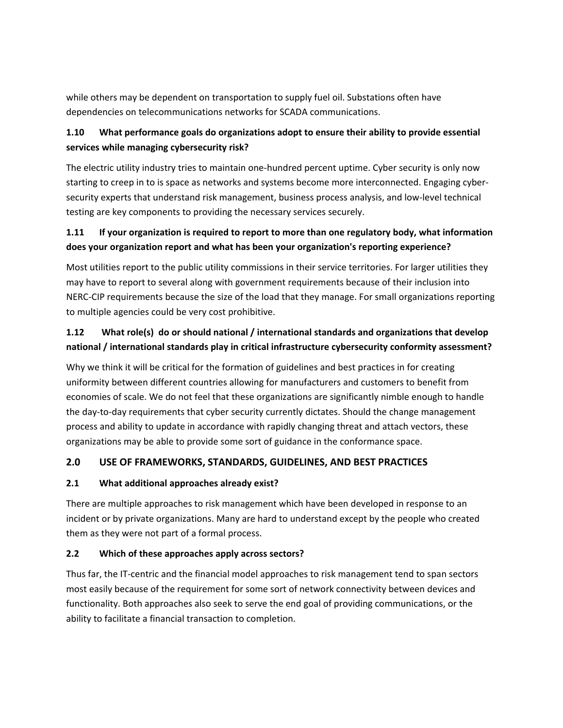while others may be dependent on transportation to supply fuel oil. Substations often have dependencies on telecommunications networks for SCADA communications.

### 1.10 What performance goals do organizations adopt to ensure their ability to provide essential services while managing cybersecurity risk?

The electric utility industry tries to maintain one-hundred percent uptime. Cyber security is only now starting to creep in to is space as networks and systems become more interconnected. Engaging cyber-security experts that understand risk management, business process analysis, and low-level technical testing are key components to providing the necessary services securely.

### 1.11 If your organization is required to report to more than one regulatory body, what information does your organization report and what has been your organization's reporting experience?

Most utilities report to the public utility commissions in their service territories. For larger utilities they may have to report to several along with government requirements because of their inclusion into NERC-CIP requirements because the size of the load that they manage. For small organizations reporting to multiple agencies could be very cost prohibitive.

### 1.12 What role(s) do or should national / international standards and organizations that develop national / international standards play in critical infrastructure cybersecurity conformity assessment?

Why we think it will be critical for the formation of guidelines and best practices in for creating uniformity between different countries allowing for manufacturers and customers to benefit from economies of scale. We do not feel that these organizations are significantly nimble enough to handle the day-to-day requirements that cyber security currently dictates. Should the change management process and ability to update in accordance with rapidly changing threat and attach vectors, these organizations may be able to provide some sort of guidance in the conformance space.

## 2.0 USE OF FRAMEWORKS, STANDARDS, GUIDELINES, AND BEST PRACTICES

### 2.1 What additional approaches already exist?

There are multiple approaches to risk management which have been developed in response to an incident or by private organizations. Many are hard to understand except by the people who created them as they were not part of a formal process.

### 2.2 Which of these approaches apply across sectors?

Thus far, the IT-centric and the financial model approaches to risk management tend to span sectors most easily because of the requirement for some sort of network connectivity between devices and functionality. Both approaches also seek to serve the end goal of providing communications, or the ability to facilitate a financial transaction to completion.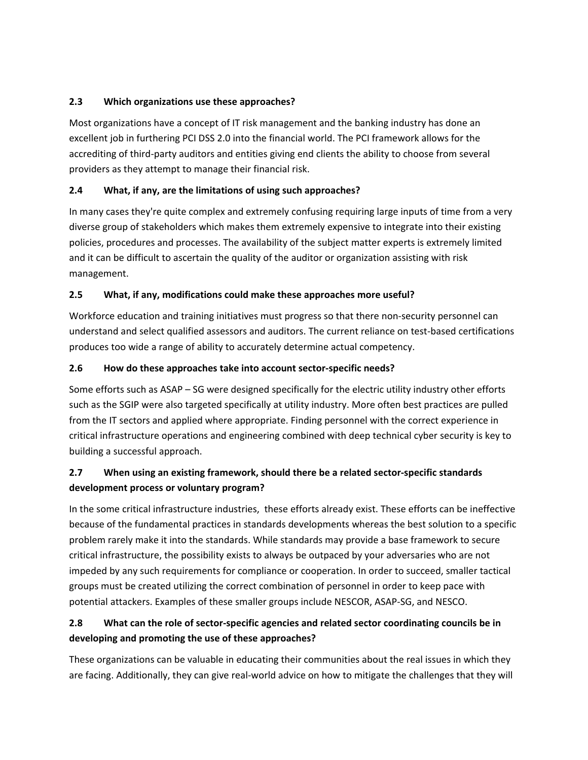### 2.3 Which organizations use these approaches?

Most organizations have a concept of IT risk management and the banking industry has done an excellent job in furthering PCI DSS 2.0 into the financial world. The PCI framework allows for the accrediting of third-party auditors and entities giving end clients the ability to choose from several providers as they attempt to manage their financial risk.

### 2.4 What, if any, are the limitations of using such approaches?

In many cases they're quite complex and extremely confusing requiring large inputs of time from a very diverse group of stakeholders which makes them extremely expensive to integrate into their existing policies, procedures and processes. The availability of the subject matter experts is extremely limited and it can be difficult to ascertain the quality of the auditor or organization assisting with risk management.

### 2.5 What, if any, modifications could make these approaches more useful?

Workforce education and training initiatives must progress so that there non-security personnel can understand and select qualified assessors and auditors. The current reliance on test-based certifications produces too wide a range of ability to accurately determine actual competency.

### 2.6 How do these approaches take into account sector-specific needs?

Some efforts such as ASAP – SG were designed specifically for the electric utility industry other efforts such as the SGIP were also targeted specifically at utility industry. More often best practices are pulled from the IT sectors and applied where appropriate. Finding personnel with the correct experience in critical infrastructure operations and engineering combined with deep technical cyber security is key to building a successful approach.

### 2.7 When using an existing framework, should there be a related sector-specific standards development process or voluntary program?

In the some critical infrastructure industries, these efforts already exist. These efforts can be ineffective because of the fundamental practices in standards developments whereas the best solution to a specific problem rarely make it into the standards. While standards may provide a base framework to secure critical infrastructure, the possibility exists to always be outpaced by your adversaries who are not impeded by any such requirements for compliance or cooperation. In order to succeed, smaller tactical groups must be created utilizing the correct combination of personnel in order to keep pace with potential attackers. Examples of these smaller groups include NESCOR, ASAP-SG, and NESCO.

### 2.8 What can the role of sector-specific agencies and related sector coordinating councils be in developing and promoting the use of these approaches?

These organizations can be valuable in educating their communities about the real issues in which they are facing. Additionally, they can give real-world advice on how to mitigate the challenges that they will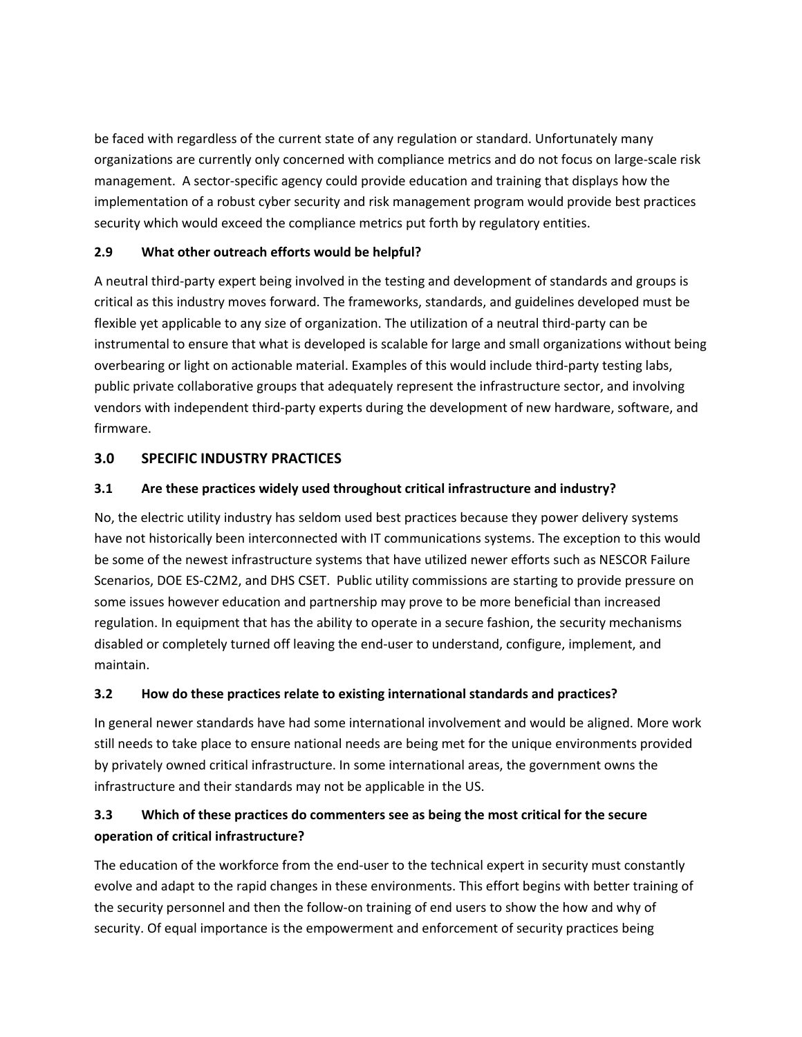be faced with regardless of the current state of any regulation or standard. Unfortunately many organizations are currently only concerned with compliance metrics and do not focus on large-scale risk management. A sector-specific agency could provide education and training that displays how the implementation of a robust cyber security and risk management program would provide best practices security which would exceed the compliance metrics put forth by regulatory entities.

### 2.9 What other outreach efforts would be helpful?

A neutral third-party expert being involved in the testing and development of standards and groups is critical as this industry moves forward. The frameworks, standards, and guidelines developed must be flexible yet applicable to any size of organization. The utilization of a neutral third-party can be instrumental to ensure that what is developed is scalable for large and small organizations without being overbearing or light on actionable material. Examples of this would include third-party testing labs, public private collaborative groups that adequately represent the infrastructure sector, and involving vendors with independent third-party experts during the development of new hardware, software, and firmware.

## 3.0 SPECIFIC INDUSTRY PRACTICES

### 3.1 Are these practices widely used throughout critical infrastructure and industry?

No, the electric utility industry has seldom used best practices because they power delivery systems have not historically been interconnected with IT communications systems. The exception to this would be some of the newest infrastructure systems that have utilized newer efforts such as NESCOR Failure Scenarios, DOE ES-C2M2, and DHS CSET. Public utility commissions are starting to provide pressure on some issues however education and partnership may prove to be more beneficial than increased regulation. In equipment that has the ability to operate in a secure fashion, the security mechanisms disabled or completely turned off leaving the end-user to understand, configure, implement, and maintain.

### 3.2 How do these practices relate to existing international standards and practices?

In general newer standards have had some international involvement and would be aligned. More work still needs to take place to ensure national needs are being met for the unique environments provided by privately owned critical infrastructure. In some international areas, the government owns the infrastructure and their standards may not be applicable in the US.

### 3.3 Which of these practices do commenters see as being the most critical for the secure operation of critical infrastructure?

The education of the workforce from the end-user to the technical expert in security must constantly evolve and adapt to the rapid changes in these environments. This effort begins with better training of the security personnel and then the follow-on training of end users to show the how and why of security. Of equal importance is the empowerment and enforcement of security practices being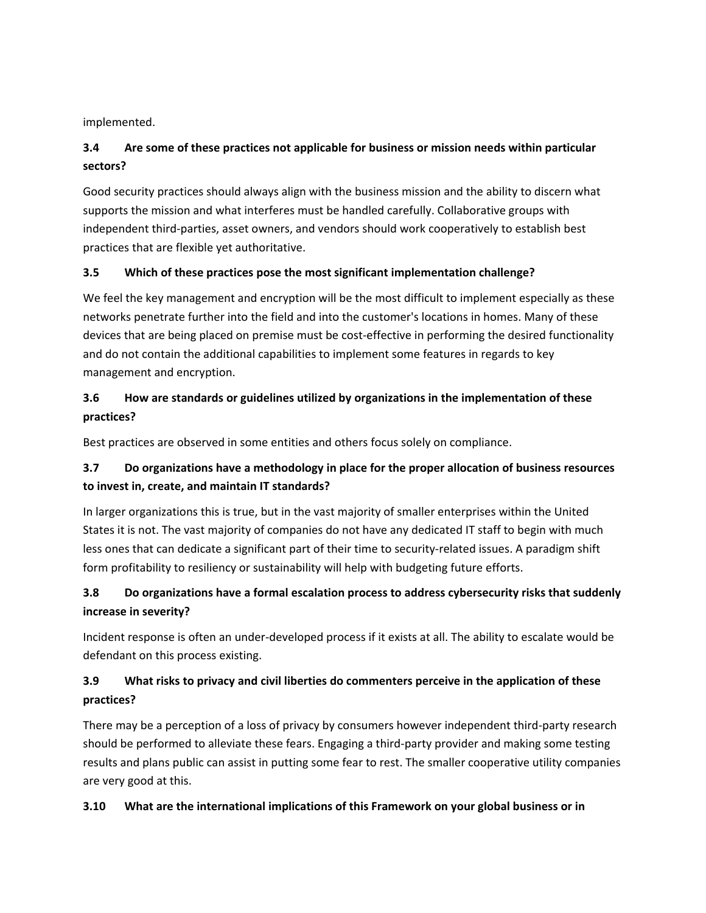implemented.

### 3.4 Are some of these practices not applicable for business or mission needs within particular sectors?

Good security practices should always align with the business mission and the ability to discern what supports the mission and what interferes must be handled carefully. Collaborative groups with independent third-parties, asset owners, and vendors should work cooperatively to establish best practices that are flexible yet authoritative.

### 3.5 Which of these practices pose the most significant implementation challenge?

We feel the key management and encryption will be the most difficult to implement especially as these networks penetrate further into the field and into the customer's locations in homes. Many of these devices that are being placed on premise must be cost-effective in performing the desired functionality and do not contain the additional capabilities to implement some features in regards to key management and encryption.

### 3.6 How are standards or guidelines utilized by organizations in the implementation of these practices?

Best practices are observed in some entities and others focus solely on compliance.

### 3.7 Do organizations have a methodology in place for the proper allocation of business resources to invest in, create, and maintain IT standards?

In larger organizations this is true, but in the vast majority of smaller enterprises within the United States it is not. The vast majority of companies do not have any dedicated IT staff to begin with much less ones that can dedicate a significant part of their time to security-related issues. A paradigm shift form profitability to resiliency or sustainability will help with budgeting future efforts.

### 3.8 Do organizations have a formal escalation process to address cybersecurity risks that suddenly increase in severity?

Incident response is often an under-developed process if it exists at all. The ability to escalate would be defendant on this process existing.

### 3.9 What risks to privacy and civil liberties do commenters perceive in the application of these practices?

There may be a perception of a loss of privacy by consumers however independent third-party research should be performed to alleviate these fears. Engaging a third-party provider and making some testing results and plans public can assist in putting some fear to rest. The smaller cooperative utility companies are very good at this.

### 3.10 What are the international implications of this Framework on your global business or in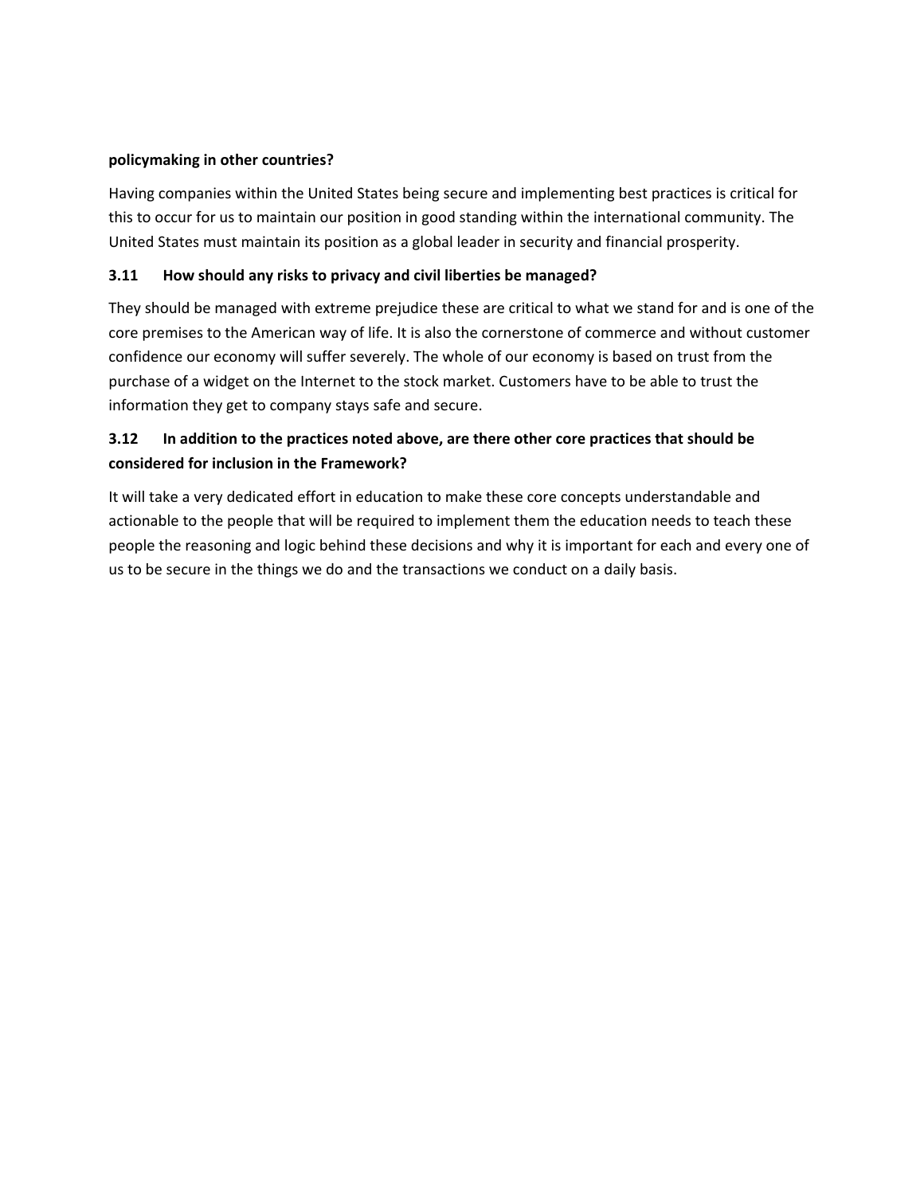**policymaking in other countries?**

Having companies within the United States being secure and implementing best practices is critical for this to occur for us to maintain our position in good standing within the international community. The United States must maintain its position as a global leader in security and financial prosperity.

### 3.11 How should any risks to privacy and civil liberties be managed?

They should be managed with extreme prejudice these are critical to what we stand for and is one of the core premises to the American way of life. It is also the cornerstone of commerce and without customer confidence our economy will suffer severely. The whole of our economy is based on trust from the purchase of a widget on the Internet to the stock market. Customers have to be able to trust the information they get to company stays safe and secure.

### 3.12 In addition to the practices noted above, are there other core practices that should be considered for inclusion in the Framework?

It will take a very dedicated effort in education to make these core concepts understandable and actionable to the people that will be required to implement them the education needs to teach these people the reasoning and logic behind these decisions and why it is important for each and every one of us to be secure in the things we do and the transactions we conduct on a daily basis.